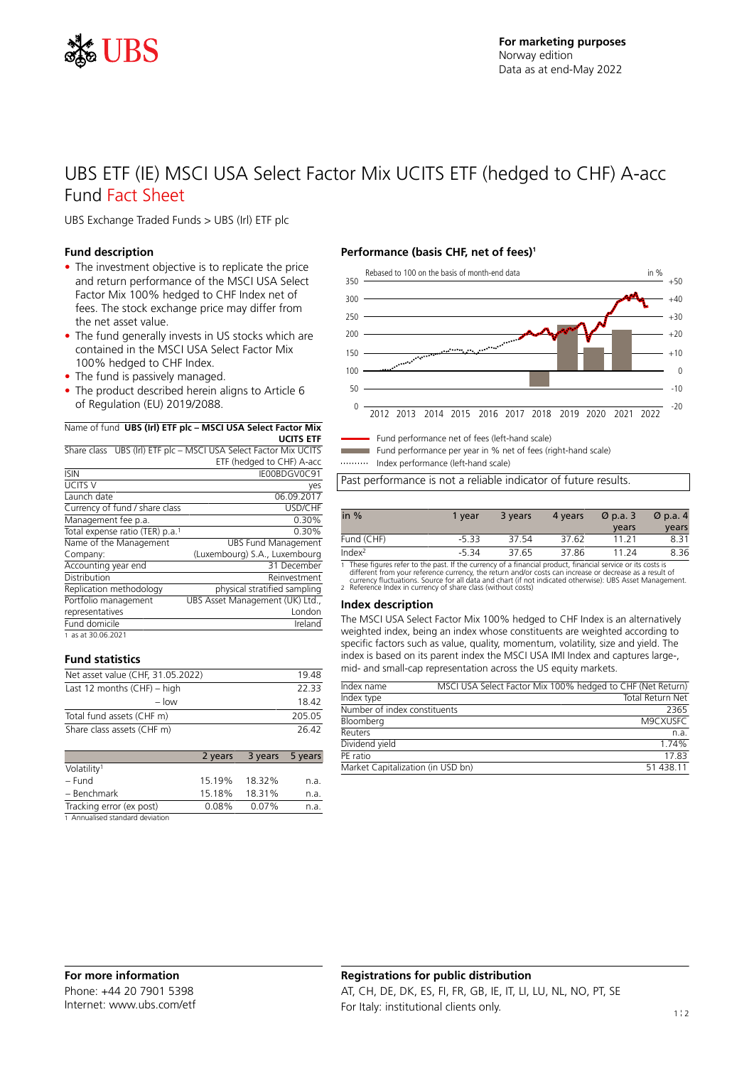For marketing purposes
Norway edition
Data as at end-May 2022

# UBS ETF (IE) MSCI USA Select Factor Mix UCITS ETF (hedged to CHF) A-acc
## Fund Fact Sheet

UBS Exchange Traded Funds > UBS (Irl) ETF plc

### Fund description

- The investment objective is to replicate the price and return performance of the MSCI USA Select Factor Mix 100% hedged to CHF Index net of fees. The stock exchange price may differ from the net asset value.
- The fund generally invests in US stocks which are contained in the MSCI USA Select Factor Mix 100% hedged to CHF Index.
- The fund is passively managed.
- The product described herein aligns to Article 6 of Regulation (EU) 2019/2088.

| Name of fund | **UBS (Irl) ETF plc – MSCI USA Select Factor Mix UCITS ETF** |
|---|---|
| Share class | UBS (Irl) ETF plc – MSCI USA Select Factor Mix UCITS ETF (hedged to CHF) A-acc |
| ISIN | IE00BDGV0C91 |
| UCITS V | yes |
| Launch date | 06.09.2017 |
| Currency of fund / share class | USD/CHF |
| Management fee p.a. | 0.30% |
| Total expense ratio (TER) p.a.[1] | 0.30% |
| Name of the Management Company: | UBS Fund Management (Luxembourg) S.A., Luxembourg |
| Accounting year end | 31 December |
| Distribution | Reinvestment |
| Replication methodology | physical stratified sampling |
| Portfolio management representatives | UBS Asset Management (UK) Ltd., London |
| Fund domicile | Ireland |

1 as at 30.06.2021

### Fund statistics

| | |
|---|---|
| Net asset value (CHF, 31.05.2022) | 19.48 |
| Last 12 months (CHF) – high | 22.33 |
| – low | 18.42 |
| Total fund assets (CHF m) | 205.05 |
| Share class assets (CHF m) | 26.42 |

| | 2 years | 3 years | 5 years |
|---|---|---|---|
| Volatility[1] | | | |
| – Fund | 15.19% | 18.32% | n.a. |
| – Benchmark | 15.18% | 18.31% | n.a. |
| Tracking error (ex post) | 0.08% | 0.07% | n.a. |

1 Annualised standard deviation

### Performance (basis CHF, net of fees)[1]

Rebased to 100 on the basis of month-end data

Fund performance net of fees (left-hand scale)
Fund performance per year in % net of fees (right-hand scale)
Index performance (left-hand scale)

Past performance is not a reliable indicator of future results.

| in % | 1 year | 3 years | 4 years | Ø p.a. 3 years | Ø p.a. 4 years |
|---|---|---|---|---|---|
| Fund (CHF) | -5.33 | 37.54 | 37.62 | 11.21 | 8.31 |
| Index[2] | -5.34 | 37.65 | 37.86 | 11.24 | 8.36 |

1 These figures refer to the past. If the currency of a financial product, financial service or its costs is different from your reference currency, the return and/or costs can increase or decrease as a result of currency fluctuations. Source for all data and chart (if not indicated otherwise): UBS Asset Management.
2 Reference Index in currency of share class (without costs)

### Index description

The MSCI USA Select Factor Mix 100% hedged to CHF Index is an alternatively weighted index, being an index whose constituents are weighted according to specific factors such as value, quality, momentum, volatility, size and yield. The index is based on its parent index the MSCI USA IMI Index and captures large-, mid- and small-cap representation across the US equity markets.

| | |
|---|---|
| Index name | MSCI USA Select Factor Mix 100% hedged to CHF (Net Return) |
| Index type | Total Return Net |
| Number of index constituents | 2365 |
| Bloomberg | M9CXUSFC |
| Reuters | n.a. |
| Dividend yield | 1.74% |
| PE ratio | 17.83 |
| Market Capitalization (in USD bn) | 51 438.11 |

### For more information

Phone: +44 20 7901 5398
Internet: www.ubs.com/etf

### Registrations for public distribution

AT, CH, DE, DK, ES, FI, FR, GB, IE, IT, LI, LU, NL, NO, PT, SE
For Italy: institutional clients only.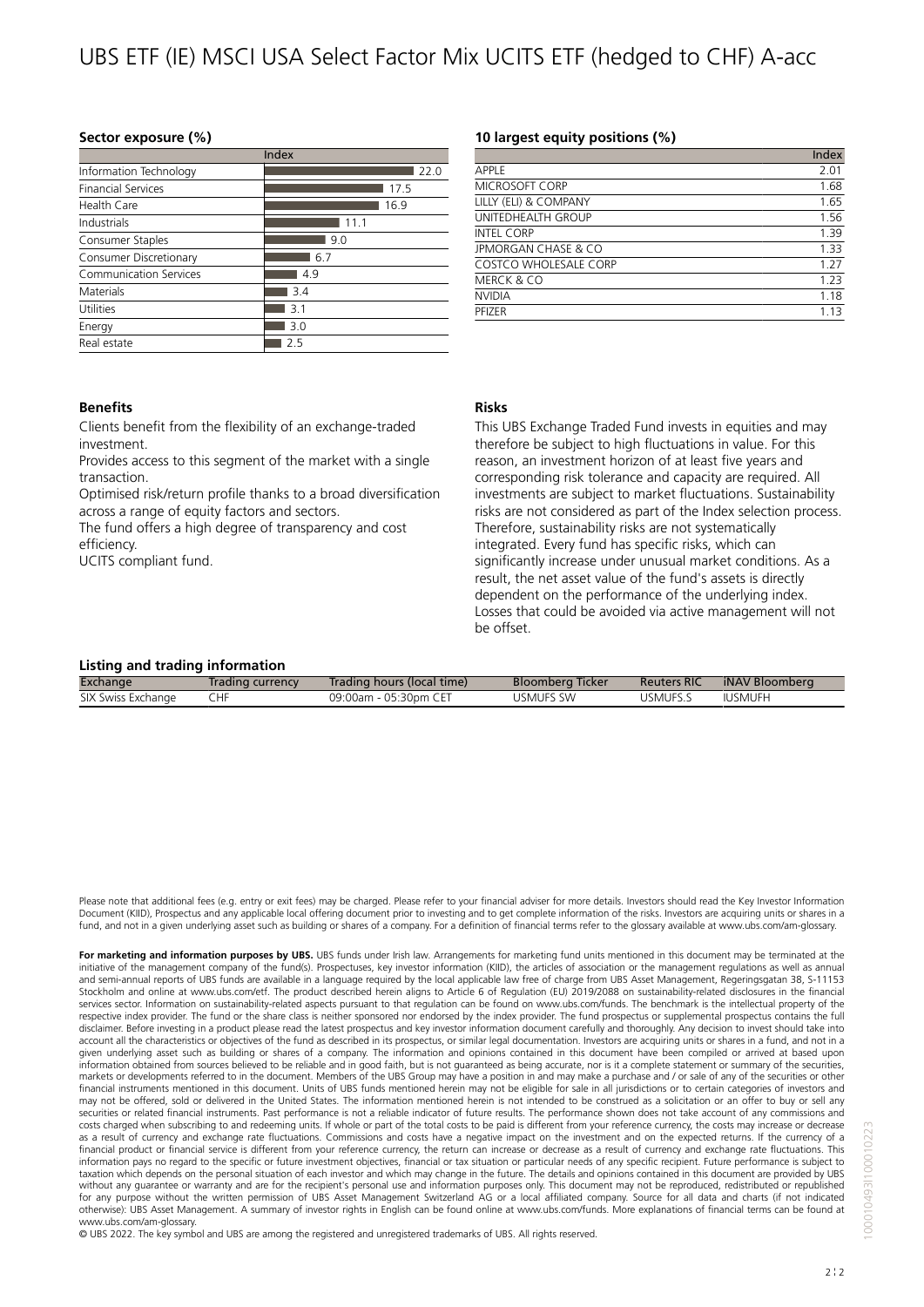# UBS ETF (IE) MSCI USA Select Factor Mix UCITS ETF (hedged to CHF) A-acc

## Sector exposure (%)

Index

Information Technology 22.0
Financial Services 17.5
Health Care 16.9
Industrials 11.1
Consumer Staples 9.0
Consumer Discretionary 6.7
Communication Services 4.9
Materials 3.4
Utilities 3.1
Energy 3.0
Real estate 2.5

## 10 largest equity positions (%)

| | Index |
|---|---|
| APPLE | 2.01 |
| MICROSOFT CORP | 1.68 |
| LILLY (ELI) & COMPANY | 1.65 |
| UNITEDHEALTH GROUP | 1.56 |
| INTEL CORP | 1.39 |
| JPMORGAN CHASE & CO | 1.33 |
| COSTCO WHOLESALE CORP | 1.27 |
| MERCK & CO | 1.23 |
| NVIDIA | 1.18 |
| PFIZER | 1.13 |

## Benefits

Clients benefit from the flexibility of an exchange-traded investment.

Provides access to this segment of the market with a single transaction.

Optimised risk/return profile thanks to a broad diversification across a range of equity factors and sectors.

The fund offers a high degree of transparency and cost efficiency.

UCITS compliant fund.

## Risks

This UBS Exchange Traded Fund invests in equities and may therefore be subject to high fluctuations in value. For this reason, an investment horizon of at least five years and corresponding risk tolerance and capacity are required. All investments are subject to market fluctuations. Sustainability risks are not considered as part of the Index selection process. Therefore, sustainability risks are not systematically integrated. Every fund has specific risks, which can significantly increase under unusual market conditions. As a result, the net asset value of the fund's assets is directly dependent on the performance of the underlying index. Losses that could be avoided via active management will not be offset.

## Listing and trading information

| Exchange | Trading currency | Trading hours (local time) | Bloomberg Ticker | Reuters RIC | iNAV Bloomberg |
|---|---|---|---|---|---|
| SIX Swiss Exchange | CHF | 09:00am - 05:30pm CET | USMUFS SW | USMUFS.S | IUSMUFH |

Please note that additional fees (e.g. entry or exit fees) may be charged. Please refer to your financial adviser for more details. Investors should read the Key Investor Information Document (KIID), Prospectus and any applicable local offering document prior to investing and to get complete information of the risks. Investors are acquiring units or shares in a fund, and not in a given underlying asset such as building or shares of a company. For a definition of financial terms refer to the glossary available at www.ubs.com/am-glossary.

**For marketing and information purposes by UBS.** UBS funds under Irish law. Arrangements for marketing fund units mentioned in this document may be terminated at the initiative of the management company of the fund(s). Prospectuses, key investor information (KIID), the articles of association or the management regulations as well as annual and semi-annual reports of UBS funds are available in a language required by the local applicable law free of charge from UBS Asset Management, Regeringsgatan 38, S-11153 Stockholm and online at www.ubs.com/etf. The product described herein aligns to Article 6 of Regulation (EU) 2019/2088 on sustainability-related disclosures in the financial services sector. Information on sustainability-related aspects pursuant to that regulation can be found on www.ubs.com/funds. The benchmark is the intellectual property of the respective index provider. The fund or the share class is neither sponsored nor endorsed by the index provider. The fund prospectus or supplemental prospectus contains the full disclaimer. Before investing in a product please read the latest prospectus and key investor information document carefully and thoroughly. Any decision to invest should take into account all the characteristics or objectives of the fund as described in its prospectus, or similar legal documentation. Investors are acquiring units or shares in a fund, and not in a given underlying asset such as building or shares of a company. The information and opinions contained in this document have been compiled or arrived at based upon information obtained from sources believed to be reliable and in good faith, but is not guaranteed as being accurate, nor is it a complete statement or summary of the securities, markets or developments referred to in the document. Members of the UBS Group may have a position in and may make a purchase and / or sale of any of the securities or other financial instruments mentioned in this document. Units of UBS funds mentioned herein may not be eligible for sale in all jurisdictions or to certain categories of investors and may not be offered, sold or delivered in the United States. The information mentioned herein is not intended to be construed as a solicitation or an offer to buy or sell any securities or related financial instruments. Past performance is not a reliable indicator of future results. The performance shown does not take account of any commissions and costs charged when subscribing to and redeeming units. If whole or part of the total costs to be paid is different from your reference currency, the costs may increase or decrease as a result of currency and exchange rate fluctuations. Commissions and costs have a negative impact on the investment and on the expected returns. If the currency of a financial product or financial service is different from your reference currency, the return can increase or decrease as a result of currency and exchange rate fluctuations. This information pays no regard to the specific or future investment objectives, financial or tax situation or particular needs of any specific recipient. Future performance is subject to taxation which depends on the personal situation of each investor and which may change in the future. The details and opinions contained in this document are provided by UBS without any guarantee or warranty and are for the recipient's personal use and information purposes only. This document may not be reproduced, redistributed or republished for any purpose without the written permission of UBS Asset Management Switzerland AG or a local affiliated company. Source for all data and charts (if not indicated otherwise): UBS Asset Management. A summary of investor rights in English can be found online at www.ubs.com/funds. More explanations of financial terms can be found at www.ubs.com/am-glossary.

© UBS 2022. The key symbol and UBS are among the registered and unregistered trademarks of UBS. All rights reserved.